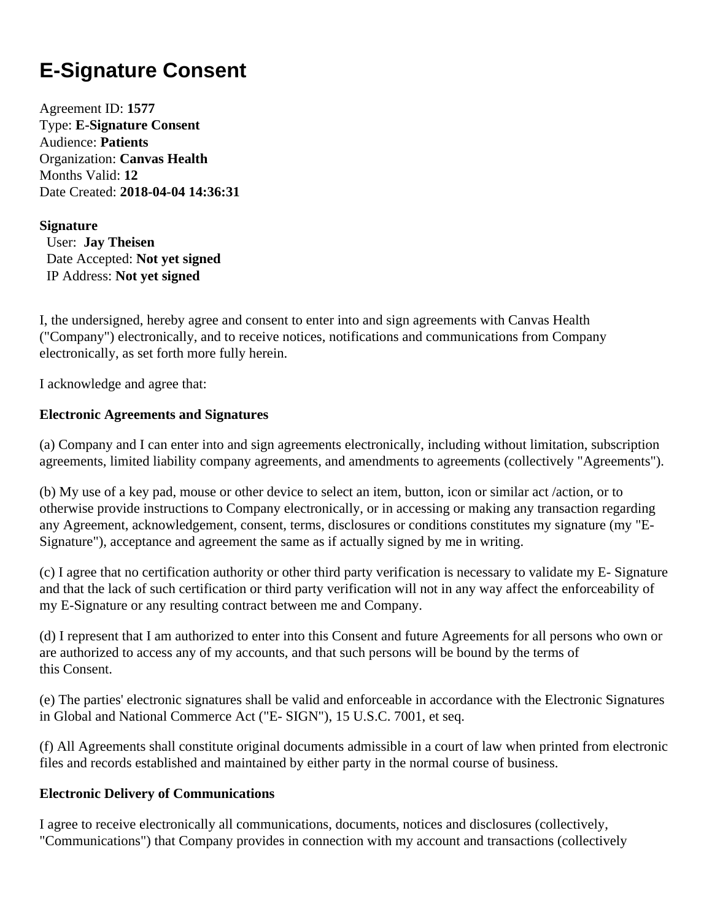# E-Signature Consent

Agreement ID: **1577**
Type: **E-Signature Consent**
Audience: **Patients**
Organization: **Canvas Health**
Months Valid: **12**
Date Created: **2018-04-04 14:36:31**

**Signature**
User: **Jay Theisen**
Date Accepted: **Not yet signed**
IP Address: **Not yet signed**

I, the undersigned, hereby agree and consent to enter into and sign agreements with Canvas Health ("Company") electronically, and to receive notices, notifications and communications from Company electronically, as set forth more fully herein.

I acknowledge and agree that:

**Electronic Agreements and Signatures**

(a) Company and I can enter into and sign agreements electronically, including without limitation, subscription agreements, limited liability company agreements, and amendments to agreements (collectively "Agreements").

(b) My use of a key pad, mouse or other device to select an item, button, icon or similar act /action, or to otherwise provide instructions to Company electronically, or in accessing or making any transaction regarding any Agreement, acknowledgement, consent, terms, disclosures or conditions constitutes my signature (my "E-Signature"), acceptance and agreement the same as if actually signed by me in writing.

(c) I agree that no certification authority or other third party verification is necessary to validate my E- Signature and that the lack of such certification or third party verification will not in any way affect the enforceability of my E-Signature or any resulting contract between me and Company.

(d) I represent that I am authorized to enter into this Consent and future Agreements for all persons who own or are authorized to access any of my accounts, and that such persons will be bound by the terms of this Consent.

(e) The parties' electronic signatures shall be valid and enforceable in accordance with the Electronic Signatures in Global and National Commerce Act ("E- SIGN"), 15 U.S.C. 7001, et seq.

(f) All Agreements shall constitute original documents admissible in a court of law when printed from electronic files and records established and maintained by either party in the normal course of business.

**Electronic Delivery of Communications**

I agree to receive electronically all communications, documents, notices and disclosures (collectively, "Communications") that Company provides in connection with my account and transactions (collectively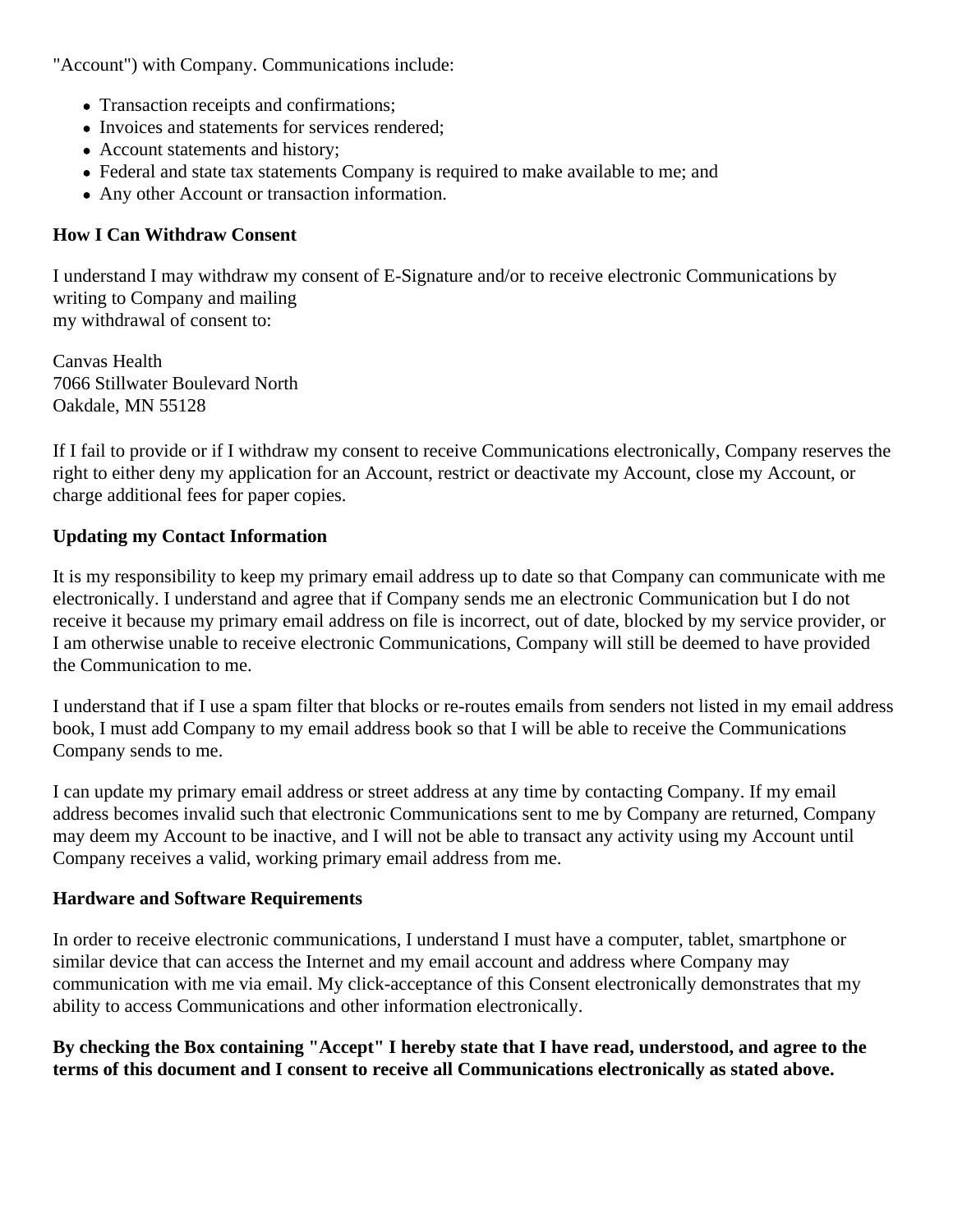"Account") with Company. Communications include:

- Transaction receipts and confirmations;
- Invoices and statements for services rendered;
- Account statements and history;
- Federal and state tax statements Company is required to make available to me; and
- Any other Account or transaction information.

**How I Can Withdraw Consent**

I understand I may withdraw my consent of E-Signature and/or to receive electronic Communications by writing to Company and mailing
my withdrawal of consent to:

Canvas Health
7066 Stillwater Boulevard North
Oakdale, MN 55128

If I fail to provide or if I withdraw my consent to receive Communications electronically, Company reserves the right to either deny my application for an Account, restrict or deactivate my Account, close my Account, or charge additional fees for paper copies.

**Updating my Contact Information**

It is my responsibility to keep my primary email address up to date so that Company can communicate with me electronically. I understand and agree that if Company sends me an electronic Communication but I do not receive it because my primary email address on file is incorrect, out of date, blocked by my service provider, or I am otherwise unable to receive electronic Communications, Company will still be deemed to have provided the Communication to me.

I understand that if I use a spam filter that blocks or re-routes emails from senders not listed in my email address book, I must add Company to my email address book so that I will be able to receive the Communications Company sends to me.

I can update my primary email address or street address at any time by contacting Company. If my email address becomes invalid such that electronic Communications sent to me by Company are returned, Company may deem my Account to be inactive, and I will not be able to transact any activity using my Account until Company receives a valid, working primary email address from me.

**Hardware and Software Requirements**

In order to receive electronic communications, I understand I must have a computer, tablet, smartphone or similar device that can access the Internet and my email account and address where Company may communication with me via email. My click-acceptance of this Consent electronically demonstrates that my ability to access Communications and other information electronically.

**By checking the Box containing "Accept" I hereby state that I have read, understood, and agree to the terms of this document and I consent to receive all Communications electronically as stated above.**